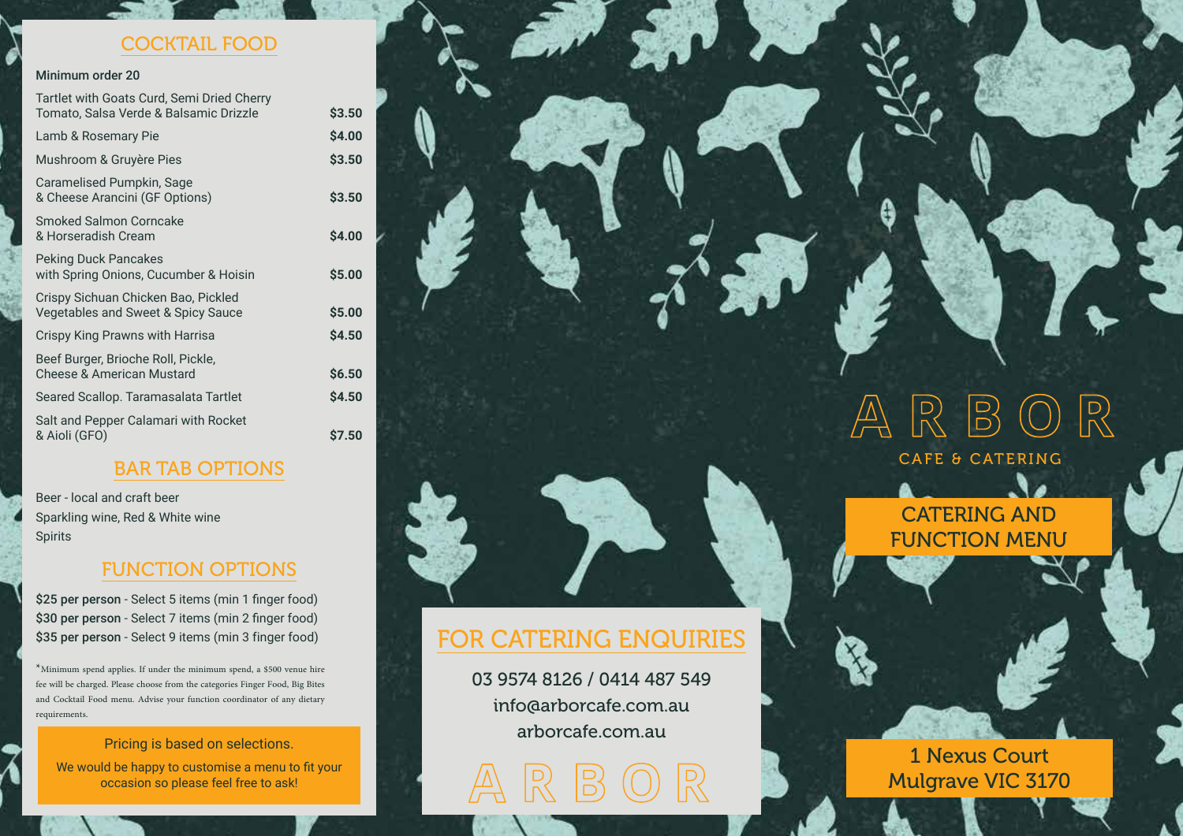## COCKTAIL FOOD

**Minimum order 20**

| Item | Price |
|---|---|
| Tartlet with Goats Curd, Semi Dried Cherry Tomato, Salsa Verde & Balsamic Drizzle | **$3.50** |
| Lamb & Rosemary Pie | **$4.00** |
| Mushroom & Gruyère Pies | **$3.50** |
| Caramelised Pumpkin, Sage & Cheese Arancini (GF Options) | **$3.50** |
| Smoked Salmon Corncake & Horseradish Cream | **$4.00** |
| Peking Duck Pancakes with Spring Onions, Cucumber & Hoisin | **$5.00** |
| Crispy Sichuan Chicken Bao, Pickled Vegetables and Sweet & Spicy Sauce | **$5.00** |
| Crispy King Prawns with Harrisa | **$4.50** |
| Beef Burger, Brioche Roll, Pickle, Cheese & American Mustard | **$6.50** |
| Seared Scallop. Taramasalata Tartlet | **$4.50** |
| Salt and Pepper Calamari with Rocket & Aioli (GFO) | **$7.50** |

## BAR TAB OPTIONS

Beer - local and craft beer
Sparkling wine, Red & White wine
Spirits

## FUNCTION OPTIONS

**$25 per person** - Select 5 items (min 1 finger food)
**$30 per person** - Select 7 items (min 2 finger food)
**$35 per person** - Select 9 items (min 3 finger food)

*Minimum spend applies. If under the minimum spend, a $500 venue hire fee will be charged. Please choose from the categories Finger Food, Big Bites and Cocktail Food menu. Advise your function coordinator of any dietary requirements.

Pricing is based on selections.

We would be happy to customise a menu to fit your occasion so please feel free to ask!

## FOR CATERING ENQUIRIES

03 9574 8126 / 0414 487 549
info@arborcafe.com.au
arborcafe.com.au

ARBOR

# ARBOR

CAFE & CATERING

## CATERING AND FUNCTION MENU

1 Nexus Court
Mulgrave VIC 3170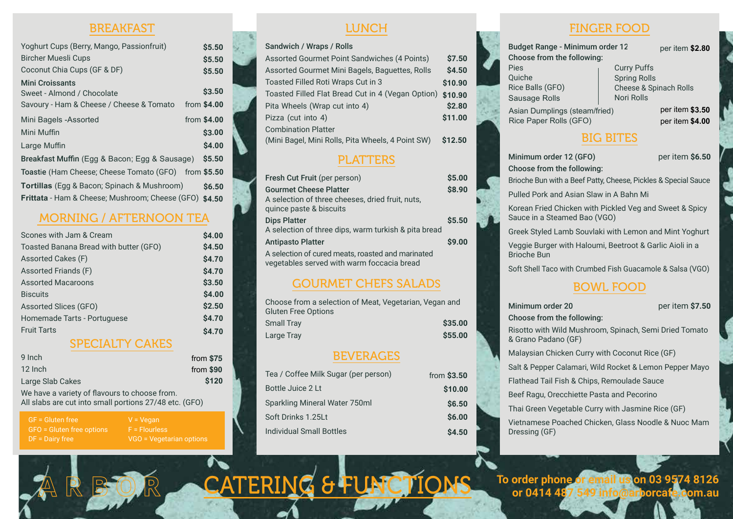## BREAKFAST

| | |
|---|---|
| Yoghurt Cups (Berry, Mango, Passionfruit) | $5.50 |
| Bircher Muesli Cups | $5.50 |
| Coconut Chia Cups (GF & DF) | $5.50 |
| **Mini Croissants** | |
| Sweet - Almond / Chocolate | $3.50 |
| Savoury - Ham & Cheese / Cheese & Tomato | from $4.00 |
| Mini Bagels -Assorted | from $4.00 |
| Mini Muffin | $3.00 |
| Large Muffin | $4.00 |
| **Breakfast Muffin** (Egg & Bacon; Egg & Sausage) | $5.50 |
| **Toastie** (Ham Cheese; Cheese Tomato (GFO) | from $5.50 |
| **Tortillas** (Egg & Bacon; Spinach & Mushroom) | $6.50 |
| **Frittata** - Ham & Cheese; Mushroom; Cheese (GFO) | $4.50 |

## MORNING / AFTERNOON TEA

| | |
|---|---|
| Scones with Jam & Cream | $4.00 |
| Toasted Banana Bread with butter (GFO) | $4.50 |
| Assorted Cakes (F) | $4.70 |
| Assorted Friands (F) | $4.70 |
| Assorted Macaroons | $3.50 |
| Biscuits | $4.00 |
| Assorted Slices (GFO) | $2.50 |
| Homemade Tarts - Portuguese | $4.70 |
| Fruit Tarts | $4.70 |

## SPECIALTY CAKES

| | |
|---|---|
| 9 Inch | from $75 |
| 12 Inch | from $90 |
| Large Slab Cakes | $120 |

We have a variety of flavours to choose from.
All slabs are cut into small portions 27/48 etc. (GFO)

GF = Gluten free
GFO = Gluten free options
DF = Dairy free
V = Vegan
F = Flourless
VGO = Vegetarian options

## LUNCH

**Sandwich / Wraps / Rolls**

| | |
|---|---|
| Assorted Gourmet Point Sandwiches (4 Points) | $7.50 |
| Assorted Gourmet Mini Bagels, Baguettes, Rolls | $4.50 |
| Toasted Filled Roti Wraps Cut in 3 | $10.90 |
| Toasted Filled Flat Bread Cut in 4 (Vegan Option) | $10.90 |
| Pita Wheels (Wrap cut into 4) | $2.80 |
| Pizza (cut into 4) | $11.00 |
| Combination Platter (Mini Bagel, Mini Rolls, Pita Wheels, 4 Point SW) | $12.50 |

## PLATTERS

| | |
|---|---|
| **Fresh Cut Fruit** (per person) | $5.00 |
| **Gourmet Cheese Platter** – A selection of three cheeses, dried fruit, nuts, quince paste & biscuits | $8.90 |
| **Dips Platter** – A selection of three dips, warm turkish & pita bread | $5.50 |
| **Antipasto Platter** – A selection of cured meats, roasted and marinated vegetables served with warm foccacia bread | $9.00 |

## GOURMET CHEFS SALADS

Choose from a selection of Meat, Vegetarian, Vegan and Gluten Free Options

| | |
|---|---|
| Small Tray | $35.00 |
| Large Tray | $55.00 |

## BEVERAGES

| | |
|---|---|
| Tea / Coffee Milk Sugar (per person) | from $3.50 |
| Bottle Juice 2 Lt | $10.00 |
| Sparkling Mineral Water 750ml | $6.50 |
| Soft Drinks 1.25Lt | $6.00 |
| Individual Small Bottles | $4.50 |

## FINGER FOOD

**Budget Range - Minimum order 12** — per item **$2.80**

**Choose from the following:**

- Pies
- Quiche
- Rice Balls (GFO)
- Sausage Rolls
- Curry Puffs
- Spring Rolls
- Cheese & Spinach Rolls
- Nori Rolls

| | |
|---|---|
| Asian Dumplings (steam/fried) | per item **$3.50** |
| Rice Paper Rolls (GFO) | per item **$4.00** |

## BIG BITES

**Minimum order 12 (GFO)** — per item **$6.50**

**Choose from the following:**

- Brioche Bun with a Beef Patty, Cheese, Pickles & Special Sauce
- Pulled Pork and Asian Slaw in A Bahn Mi
- Korean Fried Chicken with Pickled Veg and Sweet & Spicy Sauce in a Steamed Bao (VGO)
- Greek Styled Lamb Souvlaki with Lemon and Mint Yoghurt
- Veggie Burger with Haloumi, Beetroot & Garlic Aioli in a Brioche Bun
- Soft Shell Taco with Crumbed Fish Guacamole & Salsa (VGO)

## BOWL FOOD

**Minimum order 20** — per item **$7.50**

**Choose from the following:**

- Risotto with Wild Mushroom, Spinach, Semi Dried Tomato & Grano Padano (GF)
- Malaysian Chicken Curry with Coconut Rice (GF)
- Salt & Pepper Calamari, Wild Rocket & Lemon Pepper Mayo
- Flathead Tail Fish & Chips, Remoulade Sauce
- Beef Ragu, Orecchiette Pasta and Pecorino
- Thai Green Vegetable Curry with Jasmine Rice (GF)
- Vietnamese Poached Chicken, Glass Noodle & Nuoc Mam Dressing (GF)

# ARBOR CATERING & FUNCTIONS

**To order phone or email us on 03 9574 8126 or 0414 487 549 info@arborcafe.com.au**